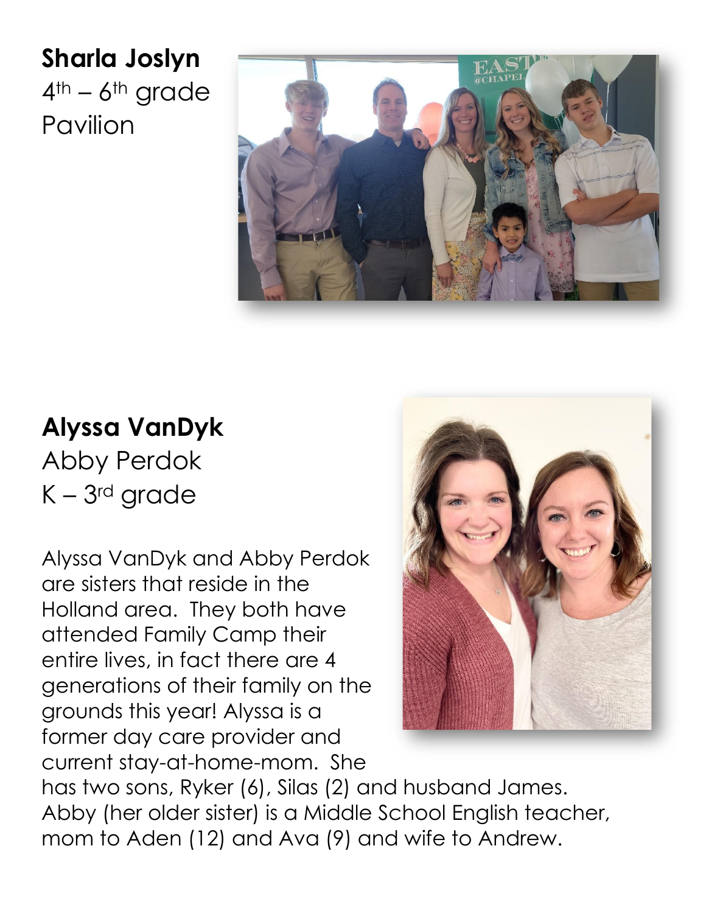**Sharla Joslyn**
4th – 6th grade
Pavilion

**Alyssa VanDyk**
Abby Perdok
K – 3rd grade

Alyssa VanDyk and Abby Perdok are sisters that reside in the Holland area. They both have attended Family Camp their entire lives, in fact there are 4 generations of their family on the grounds this year! Alyssa is a former day care provider and current stay-at-home-mom. She has two sons, Ryker (6), Silas (2) and husband James. Abby (her older sister) is a Middle School English teacher, mom to Aden (12) and Ava (9) and wife to Andrew.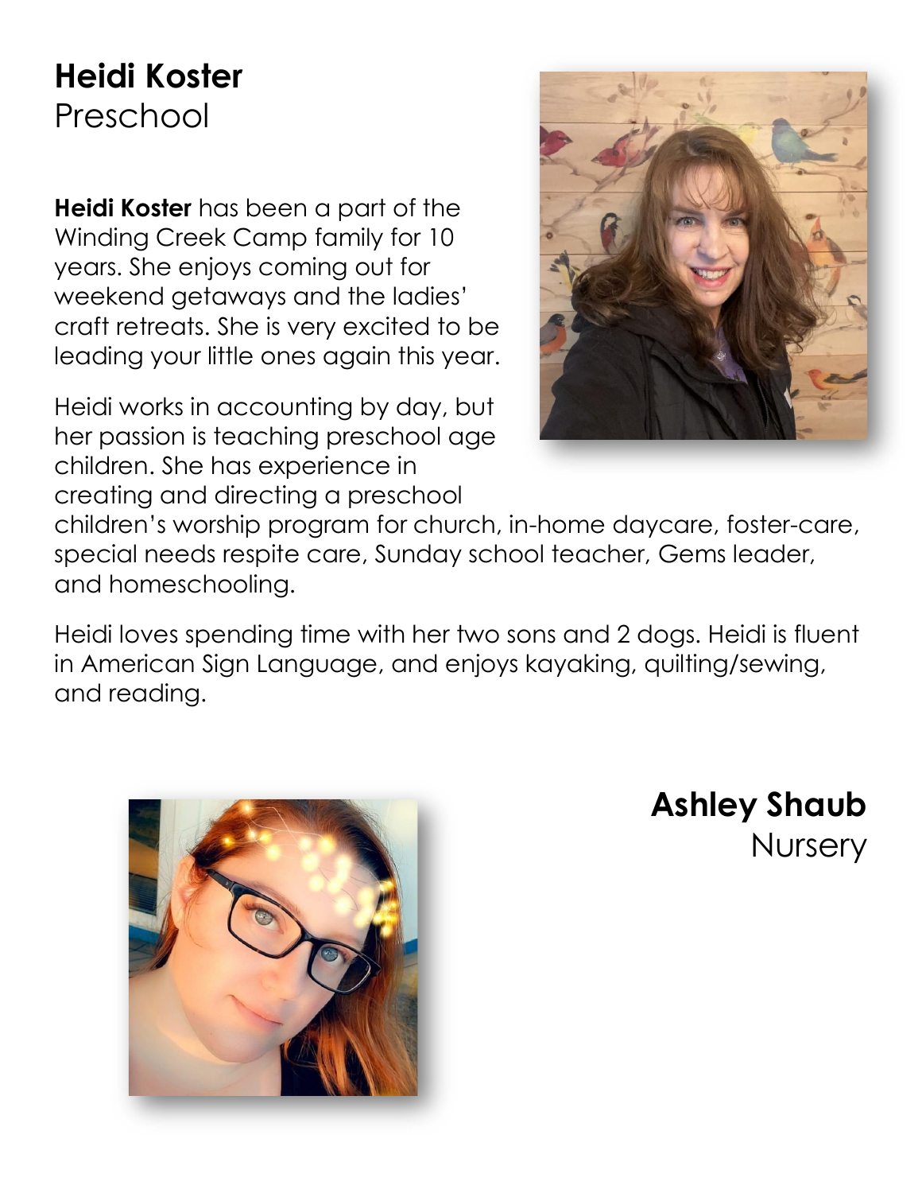## Heidi Koster
Preschool

**Heidi Koster** has been a part of the Winding Creek Camp family for 10 years. She enjoys coming out for weekend getaways and the ladies' craft retreats. She is very excited to be leading your little ones again this year.

Heidi works in accounting by day, but her passion is teaching preschool age children. She has experience in creating and directing a preschool children's worship program for church, in-home daycare, foster-care, special needs respite care, Sunday school teacher, Gems leader, and homeschooling.

Heidi loves spending time with her two sons and 2 dogs. Heidi is fluent in American Sign Language, and enjoys kayaking, quilting/sewing, and reading.

## Ashley Shaub
Nursery